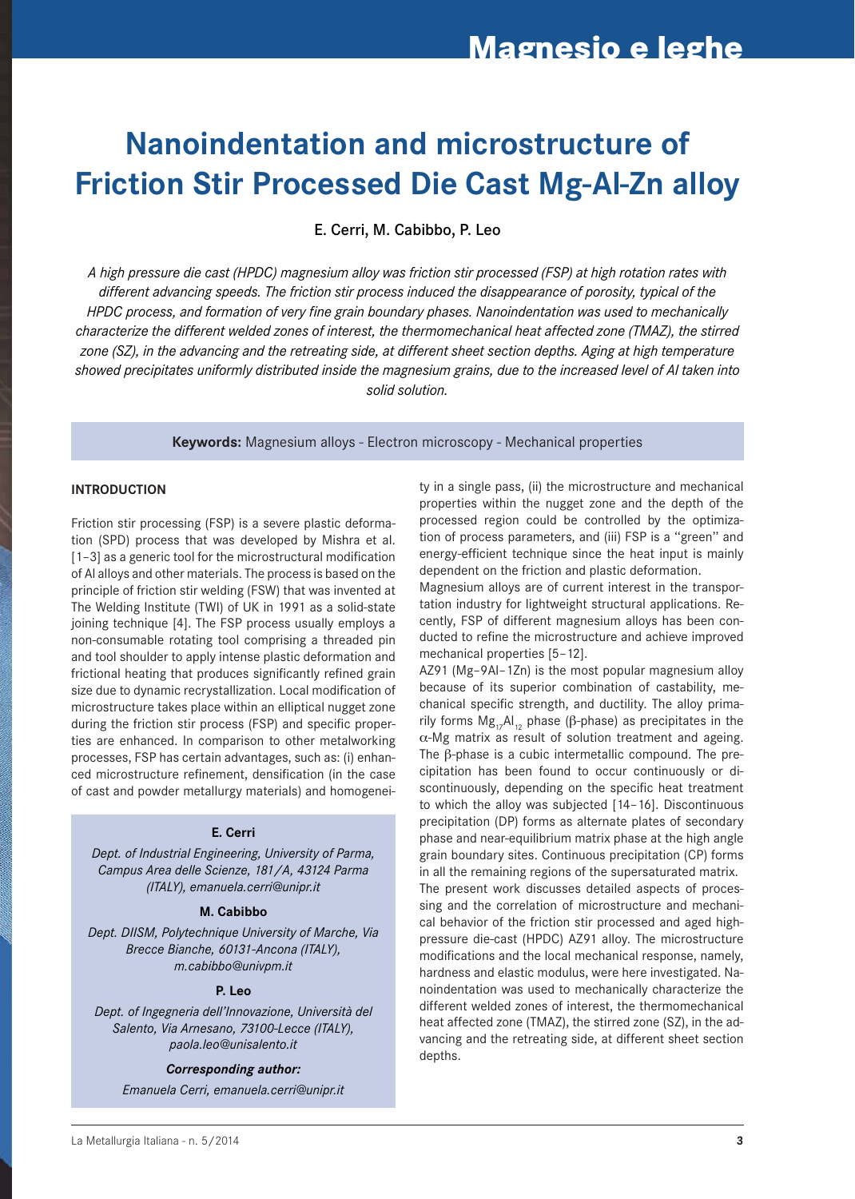# Nanoindentation and microstructure of Friction Stir Processed Die Cast Mg-Al-Zn alloy

E. Cerri, M. Cabibbo, P. Leo

*A high pressure die cast (HPDC) magnesium alloy was friction stir processed (FSP) at high rotation rates with different advancing speeds. The friction stir process induced the disappearance of porosity, typical of the HPDC process, and formation of very fine grain boundary phases. Nanoindentation was used to mechanically characterize the different welded zones of interest, the thermomechanical heat affected zone (TMAZ), the stirred zone (SZ), in the advancing and the retreating side, at different sheet section depths. Aging at high temperature showed precipitates uniformly distributed inside the magnesium grains, due to the increased level of Al taken into solid solution.*

**Keywords:** Magnesium alloys - Electron microscopy - Mechanical properties

## INTRODUCTION

Friction stir processing (FSP) is a severe plastic deformation (SPD) process that was developed by Mishra et al. [1–3] as a generic tool for the microstructural modification of Al alloys and other materials. The process is based on the principle of friction stir welding (FSW) that was invented at The Welding Institute (TWI) of UK in 1991 as a solid-state joining technique [4]. The FSP process usually employs a non-consumable rotating tool comprising a threaded pin and tool shoulder to apply intense plastic deformation and frictional heating that produces significantly refined grain size due to dynamic recrystallization. Local modification of microstructure takes place within an elliptical nugget zone during the friction stir process (FSP) and specific properties are enhanced. In comparison to other metalworking processes, FSP has certain advantages, such as: (i) enhanced microstructure refinement, densification (in the case of cast and powder metallurgy materials) and homogeneity in a single pass, (ii) the microstructure and mechanical properties within the nugget zone and the depth of the processed region could be controlled by the optimization of process parameters, and (iii) FSP is a "green" and energy-efficient technique since the heat input is mainly dependent on the friction and plastic deformation.

Magnesium alloys are of current interest in the transportation industry for lightweight structural applications. Recently, FSP of different magnesium alloys has been conducted to refine the microstructure and achieve improved mechanical properties [5–12].

AZ91 (Mg–9Al–1Zn) is the most popular magnesium alloy because of its superior combination of castability, mechanical specific strength, and ductility. The alloy primarily forms $Mg_{17}Al_{12}$ phase ($\beta$-phase) as precipitates in the $\alpha$-Mg matrix as result of solution treatment and ageing. The $\beta$-phase is a cubic intermetallic compound. The precipitation has been found to occur continuously or discontinuously, depending on the specific heat treatment to which the alloy was subjected [14–16]. Discontinuous precipitation (DP) forms as alternate plates of secondary phase and near-equilibrium matrix phase at the high angle grain boundary sites. Continuous precipitation (CP) forms in all the remaining regions of the supersaturated matrix.

The present work discusses detailed aspects of processing and the correlation of microstructure and mechanical behavior of the friction stir processed and aged high-pressure die-cast (HPDC) AZ91 alloy. The microstructure modifications and the local mechanical response, namely, hardness and elastic modulus, were here investigated. Nanoindentation was used to mechanically characterize the different welded zones of interest, the thermomechanical heat affected zone (TMAZ), the stirred zone (SZ), in the advancing and the retreating side, at different sheet section depths.

**E. Cerri**
*Dept. of Industrial Engineering, University of Parma, Campus Area delle Scienze, 181/A, 43124 Parma (ITALY), emanuela.cerri@unipr.it*

**M. Cabibbo**
*Dept. DIISM, Polytechnique University of Marche, Via Brecce Bianche, 60131-Ancona (ITALY), m.cabibbo@univpm.it*

**P. Leo**
*Dept. of Ingegneria dell'Innovazione, Università del Salento, Via Arnesano, 73100-Lecce (ITALY), paola.leo@unisalento.it*

***Corresponding author:***
*Emanuela Cerri, emanuela.cerri@unipr.it*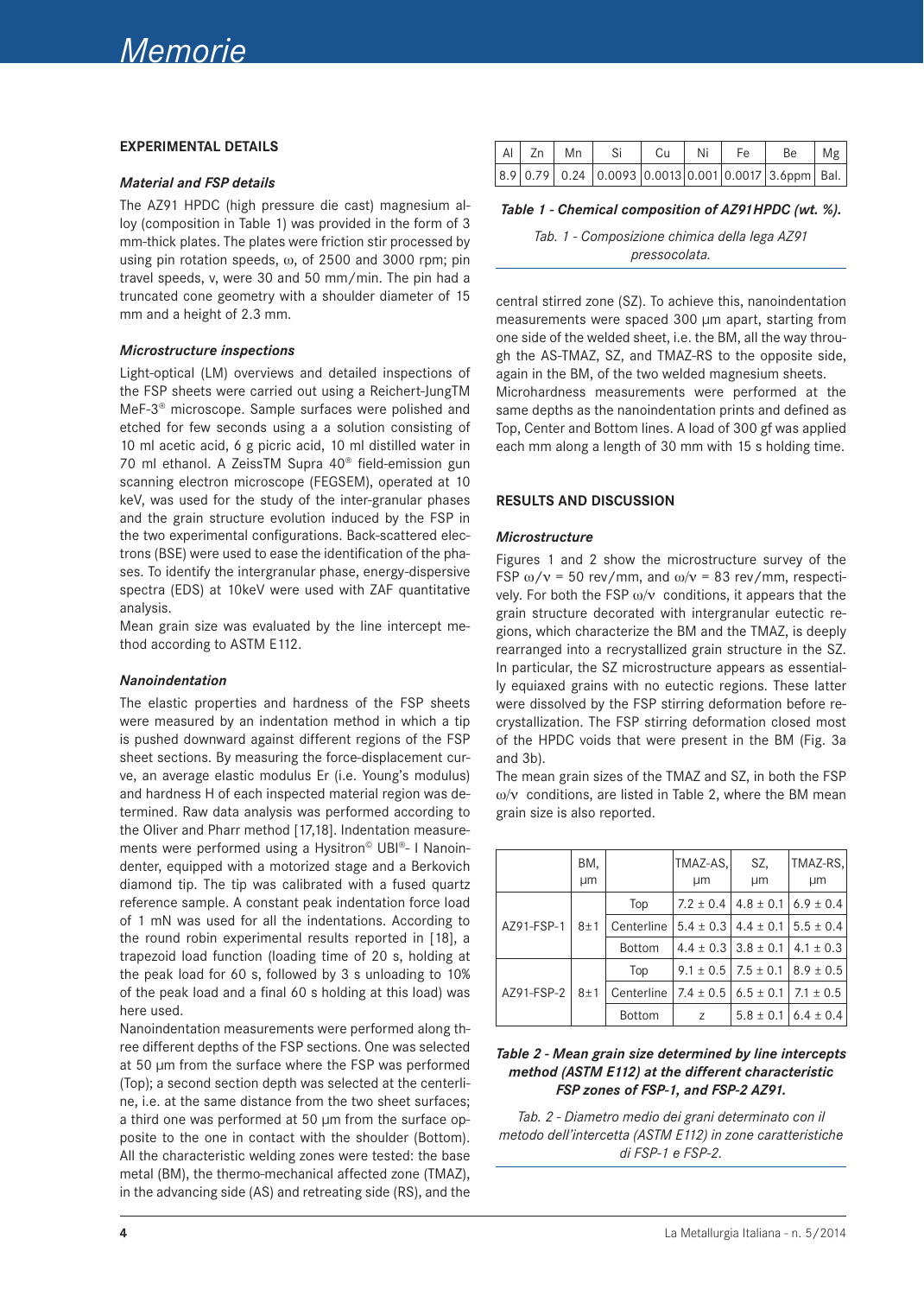## EXPERIMENTAL DETAILS

### *Material and FSP details*

The AZ91 HPDC (high pressure die cast) magnesium alloy (composition in Table 1) was provided in the form of 3 mm-thick plates. The plates were friction stir processed by using pin rotation speeds, ω, of 2500 and 3000 rpm; pin travel speeds, v, were 30 and 50 mm/min. The pin had a truncated cone geometry with a shoulder diameter of 15 mm and a height of 2.3 mm.

### *Microstructure inspections*

Light-optical (LM) overviews and detailed inspections of the FSP sheets were carried out using a Reichert-JungTM MeF-3® microscope. Sample surfaces were polished and etched for few seconds using a a solution consisting of 10 ml acetic acid, 6 g picric acid, 10 ml distilled water in 70 ml ethanol. A ZeissTM Supra 40® field-emission gun scanning electron microscope (FEGSEM), operated at 10 keV, was used for the study of the inter-granular phases and the grain structure evolution induced by the FSP in the two experimental configurations. Back-scattered electrons (BSE) were used to ease the identification of the phases. To identify the intergranular phase, energy-dispersive spectra (EDS) at 10keV were used with ZAF quantitative analysis.
Mean grain size was evaluated by the line intercept method according to ASTM E112.

### *Nanoindentation*

The elastic properties and hardness of the FSP sheets were measured by an indentation method in which a tip is pushed downward against different regions of the FSP sheet sections. By measuring the force-displacement curve, an average elastic modulus Er (i.e. Young's modulus) and hardness H of each inspected material region was determined. Raw data analysis was performed according to the Oliver and Pharr method [17,18]. Indentation measurements were performed using a Hysitron© UBI®- I Nanoindenter, equipped with a motorized stage and a Berkovich diamond tip. The tip was calibrated with a fused quartz reference sample. A constant peak indentation force load of 1 mN was used for all the indentations. According to the round robin experimental results reported in [18], a trapezoid load function (loading time of 20 s, holding at the peak load for 60 s, followed by 3 s unloading to 10% of the peak load and a final 60 s holding at this load) was here used.
Nanoindentation measurements were performed along three different depths of the FSP sections. One was selected at 50 µm from the surface where the FSP was performed (Top); a second section depth was selected at the centerline, i.e. at the same distance from the two sheet surfaces; a third one was performed at 50 µm from the surface opposite to the one in contact with the shoulder (Bottom). All the characteristic welding zones were tested: the base metal (BM), the thermo-mechanical affected zone (TMAZ), in the advancing side (AS) and retreating side (RS), and the central stirred zone (SZ). To achieve this, nanoindentation measurements were spaced 300 µm apart, starting from one side of the welded sheet, i.e. the BM, all the way through the AS-TMAZ, SZ, and TMAZ-RS to the opposite side, again in the BM, of the two welded magnesium sheets.
Microhardness measurements were performed at the same depths as the nanoindentation prints and defined as Top, Center and Bottom lines. A load of 300 gf was applied each mm along a length of 30 mm with 15 s holding time.

| Al | Zn | Mn | Si | Cu | Ni | Fe | Be | Mg |
|---|---|---|---|---|---|---|---|---|
| 8.9 | 0.79 | 0.24 | 0.0093 | 0.0013 | 0.001 | 0.0017 | 3.6ppm | Bal. |

***Table 1 - Chemical composition of AZ91HPDC (wt. %).***

*Tab. 1 - Composizione chimica della lega AZ91 pressocolata.*

## RESULTS AND DISCUSSION

### *Microstructure*

Figures 1 and 2 show the microstructure survey of the FSP ω/ν = 50 rev/mm, and ω/ν = 83 rev/mm, respectively. For both the FSP ω/ν conditions, it appears that the grain structure decorated with intergranular eutectic regions, which characterize the BM and the TMAZ, is deeply rearranged into a recrystallized grain structure in the SZ. In particular, the SZ microstructure appears as essentially equiaxed grains with no eutectic regions. These latter were dissolved by the FSP stirring deformation before recrystallization. The FSP stirring deformation closed most of the HPDC voids that were present in the BM (Fig. 3a and 3b).
The mean grain sizes of the TMAZ and SZ, in both the FSP ω/ν conditions, are listed in Table 2, where the BM mean grain size is also reported.

| | BM, µm | | TMAZ-AS, µm | SZ, µm | TMAZ-RS, µm |
|---|---|---|---|---|---|
| AZ91-FSP-1 | 8±1 | Top | 7.2 ± 0.4 | 4.8 ± 0.1 | 6.9 ± 0.4 |
| | | Centerline | 5.4 ± 0.3 | 4.4 ± 0.1 | 5.5 ± 0.4 |
| | | Bottom | 4.4 ± 0.3 | 3.8 ± 0.1 | 4.1 ± 0.3 |
| AZ91-FSP-2 | 8±1 | Top | 9.1 ± 0.5 | 7.5 ± 0.1 | 8.9 ± 0.5 |
| | | Centerline | 7.4 ± 0.5 | 6.5 ± 0.1 | 7.1 ± 0.5 |
| | | Bottom | z | 5.8 ± 0.1 | 6.4 ± 0.4 |

***Table 2 - Mean grain size determined by line intercepts method (ASTM E112) at the different characteristic FSP zones of FSP-1, and FSP-2 AZ91.***

*Tab. 2 - Diametro medio dei grani determinato con il metodo dell'intercetta (ASTM E112) in zone caratteristiche di FSP-1 e FSP-2.*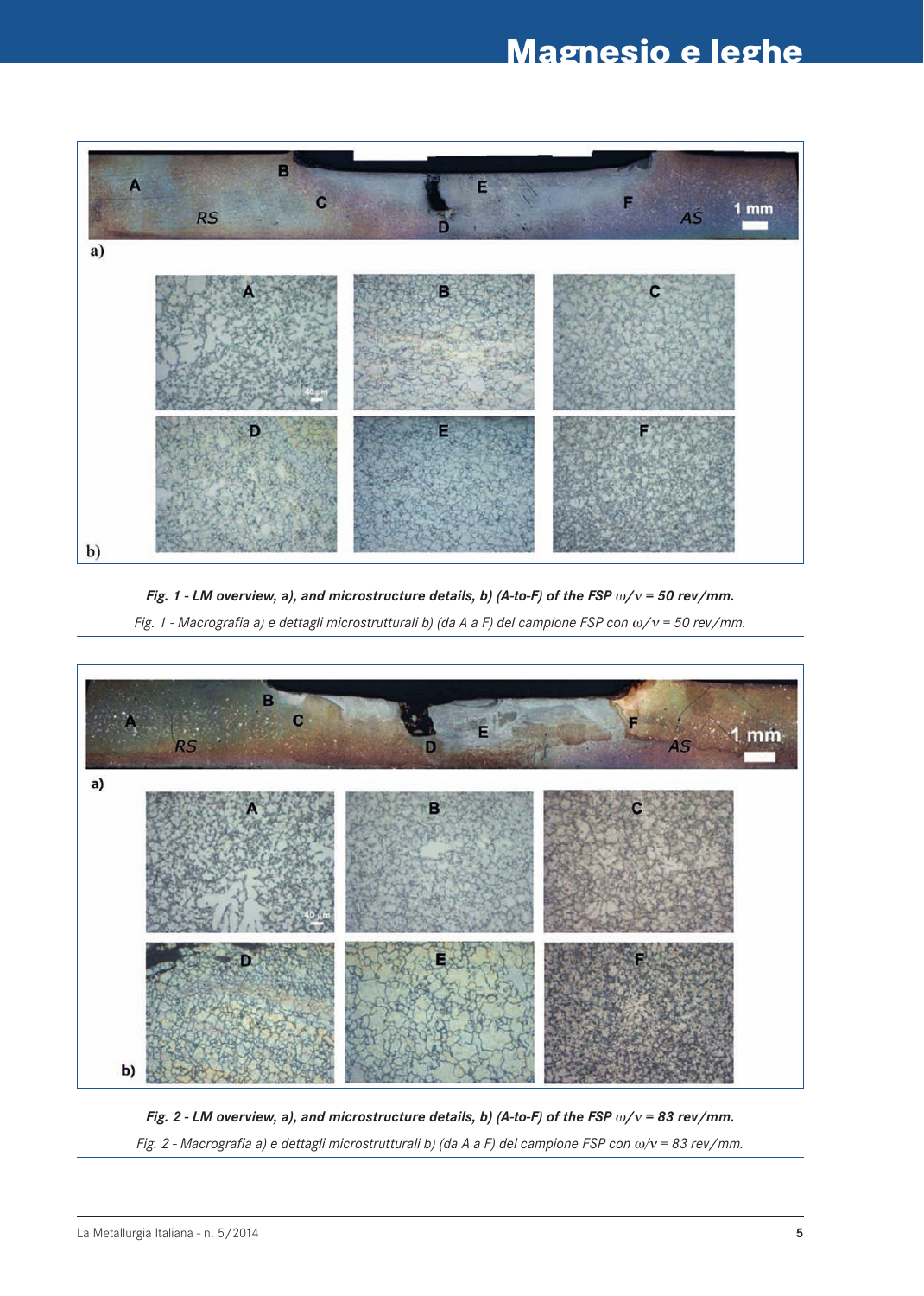**Fig. 1 - LM overview, a), and microstructure details, b) (A-to-F) of the FSP $\omega/v$ = 50 rev/mm.**

*Fig. 1 - Macrografia a) e dettagli microstrutturali b) (da A a F) del campione FSP con $\omega/v$ = 50 rev/mm.*

**Fig. 2 - LM overview, a), and microstructure details, b) (A-to-F) of the FSP $\omega/v$ = 83 rev/mm.**

*Fig. 2 - Macrografia a) e dettagli microstrutturali b) (da A a F) del campione FSP con $\omega/v$ = 83 rev/mm.*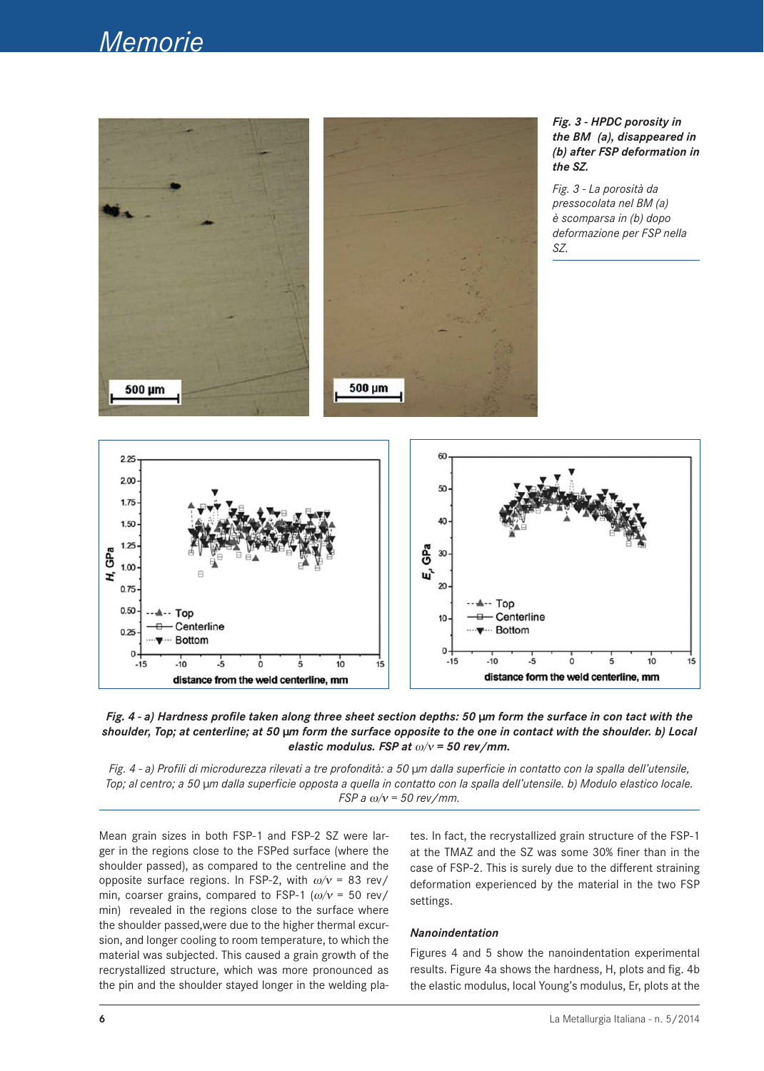*Fig. 3 - HPDC porosity in the BM (a), disappeared in (b) after FSP deformation in the SZ.*

*Fig. 3 - La porosità da pressocolata nel BM (a) è scomparsa in (b) dopo deformazione per FSP nella SZ.*

***Fig. 4 - a) Hardness profile taken along three sheet section depths: 50 μm form the surface in con tact with the shoulder, Top; at centerline; at 50 μm form the surface opposite to the one in contact with the shoulder. b) Local elastic modulus. FSP at ω/v = 50 rev/mm.***

*Fig. 4 - a) Profili di microdurezza rilevati a tre profondità: a 50 μm dalla superficie in contatto con la spalla dell'utensile, Top; al centro; a 50 μm dalla superficie opposta a quella in contatto con la spalla dell'utensile. b) Modulo elastico locale. FSP a ω/v = 50 rev/mm.*

Mean grain sizes in both FSP-1 and FSP-2 SZ were larger in the regions close to the FSPed surface (where the shoulder passed), as compared to the centreline and the opposite surface regions. In FSP-2, with $\omega/v$ = 83 rev/min, coarser grains, compared to FSP-1 ($\omega/v$ = 50 rev/min) revealed in the regions close to the surface where the shoulder passed,were due to the higher thermal excursion, and longer cooling to room temperature, to which the material was subjected. This caused a grain growth of the recrystallized structure, which was more pronounced as the pin and the shoulder stayed longer in the welding plates. In fact, the recrystallized grain structure of the FSP-1 at the TMAZ and the SZ was some 30% finer than in the case of FSP-2. This is surely due to the different straining deformation experienced by the material in the two FSP settings.

### Nanoindentation

Figures 4 and 5 show the nanoindentation experimental results. Figure 4a shows the hardness, H, plots and fig. 4b the elastic modulus, local Young's modulus, Er, plots at the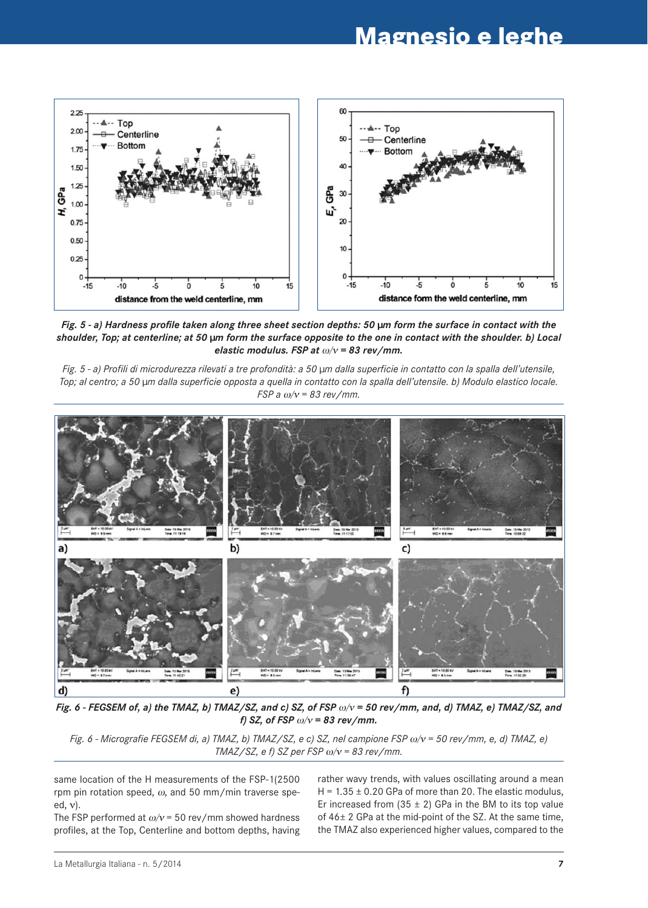*Fig. 5 - a) Hardness profile taken along three sheet section depths: 50 μm form the surface in contact with the shoulder, Top; at centerline; at 50 μm form the surface opposite to the one in contact with the shoulder. b) Local elastic modulus. FSP at ω/ν = 83 rev/mm.*

*Fig. 5 - a) Profili di microdurezza rilevati a tre profondità: a 50 μm dalla superficie in contatto con la spalla dell'utensile, Top; al centro; a 50 μm dalla superficie opposta a quella in contatto con la spalla dell'utensile. b) Modulo elastico locale. FSP a ω/ν = 83 rev/mm.*

*Fig. 6 - FEGSEM of, a) the TMAZ, b) TMAZ/SZ, and c) SZ, of FSP ω/ν = 50 rev/mm, and, d) TMAZ, e) TMAZ/SZ, and f) SZ, of FSP ω/ν = 83 rev/mm.*

*Fig. 6 - Micrografie FEGSEM di, a) TMAZ, b) TMAZ/SZ, e c) SZ, nel campione FSP ω/ν = 50 rev/mm, e, d) TMAZ, e) TMAZ/SZ, e f) SZ per FSP ω/ν = 83 rev/mm.*

same location of the H measurements of the FSP-1(2500 rpm pin rotation speed, ω, and 50 mm/min traverse speed, ν).
The FSP performed at ω/ν = 50 rev/mm showed hardness profiles, at the Top, Centerline and bottom depths, having rather wavy trends, with values oscillating around a mean H = 1.35 ± 0.20 GPa of more than 20. The elastic modulus, Er increased from (35 ± 2) GPa in the BM to its top value of 46± 2 GPa at the mid-point of the SZ. At the same time, the TMAZ also experienced higher values, compared to the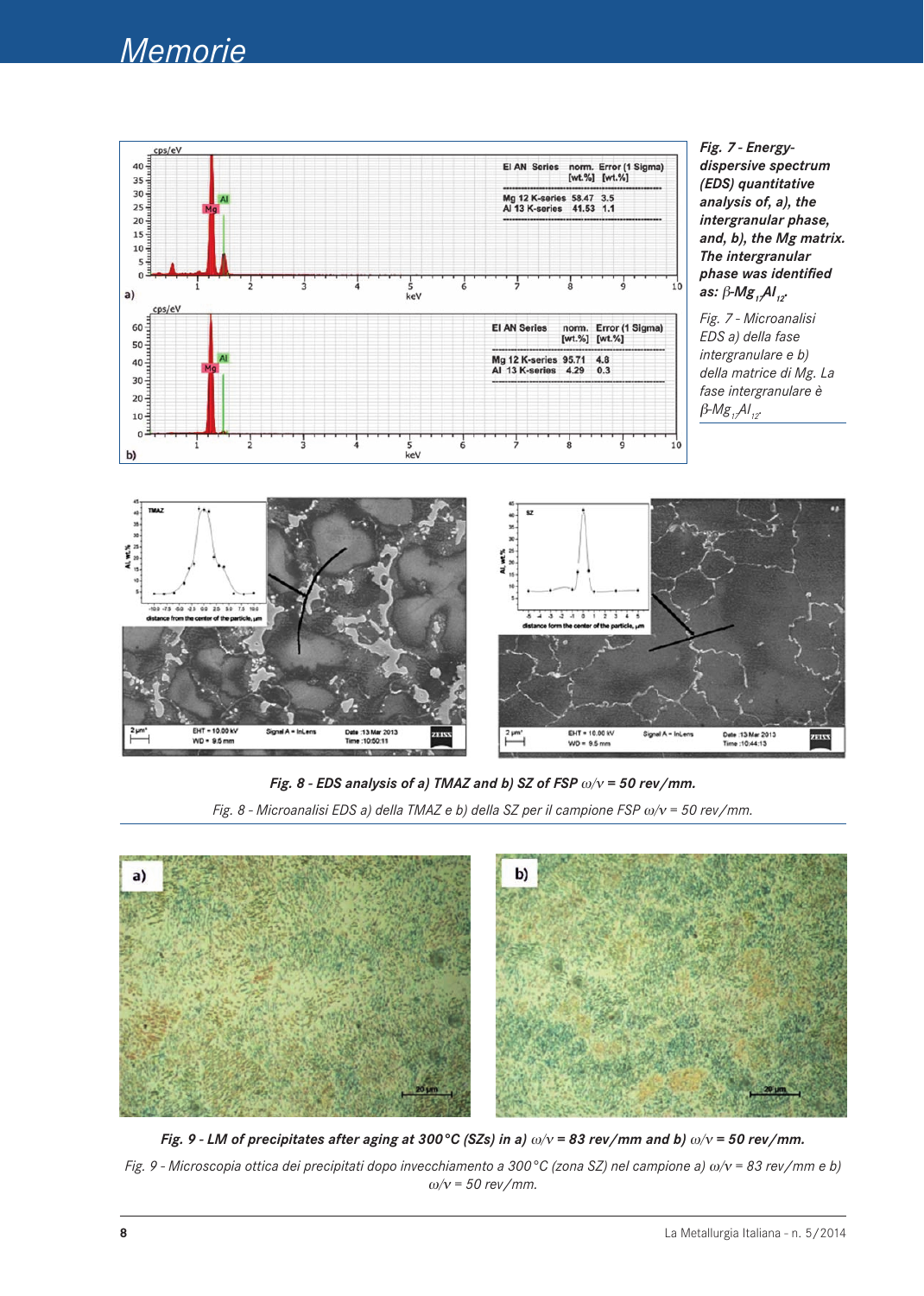**Fig. 7 - Energy-dispersive spectrum (EDS) quantitative analysis of, a), the intergranular phase, and, b), the Mg matrix. The intergranular phase was identified as: β-$Mg_{17}Al_{12}$.**

*Fig. 7 - Microanalisi EDS a) della fase intergranulare e b) della matrice di Mg. La fase intergranulare è β-$Mg_{17}Al_{12}$.*

**Fig. 8 - EDS analysis of a) TMAZ and b) SZ of FSP ω/v = 50 rev/mm.**

*Fig. 8 - Microanalisi EDS a) della TMAZ e b) della SZ per il campione FSP ω/v = 50 rev/mm.*

**Fig. 9 - LM of precipitates after aging at 300°C (SZs) in a) ω/v = 83 rev/mm and b) ω/v = 50 rev/mm.**

*Fig. 9 - Microscopia ottica dei precipitati dopo invecchiamento a 300°C (zona SZ) nel campione a) ω/v = 83 rev/mm e b) ω/v = 50 rev/mm.*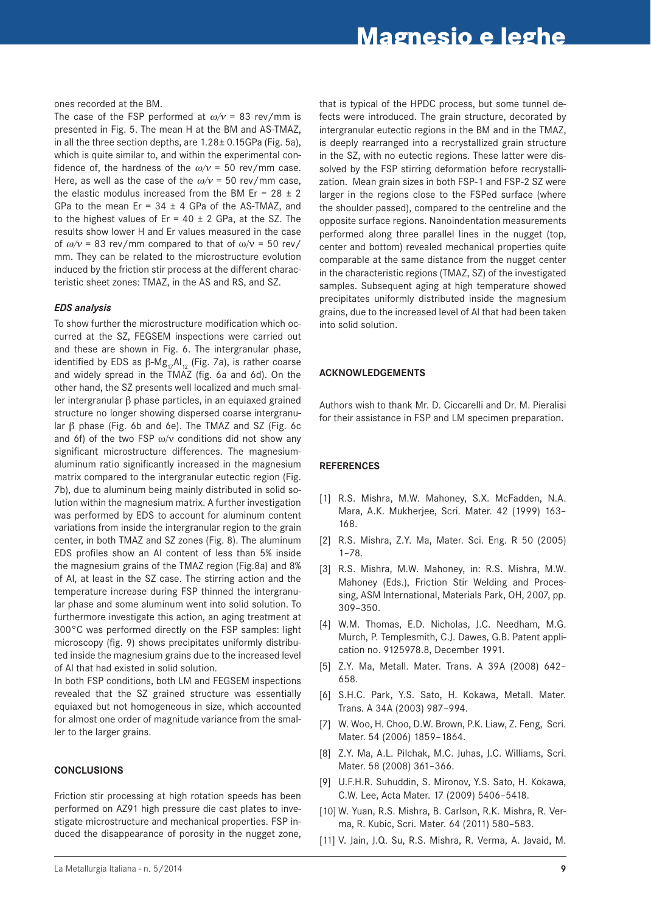ones recorded at the BM.

The case of the FSP performed at $\omega/v$ = 83 rev/mm is presented in Fig. 5. The mean H at the BM and AS-TMAZ, in all the three section depths, are 1.28± 0.15GPa (Fig. 5a), which is quite similar to, and within the experimental confidence of, the hardness of the $\omega/v$ = 50 rev/mm case. Here, as well as the case of the $\omega/v$ = 50 rev/mm case, the elastic modulus increased from the BM Er = 28 ± 2 GPa to the mean Er = 34 ± 4 GPa of the AS-TMAZ, and to the highest values of Er = 40 ± 2 GPa, at the SZ. The results show lower H and Er values measured in the case of $\omega/v$ = 83 rev/mm compared to that of $\omega/v$ = 50 rev/mm. They can be related to the microstructure evolution induced by the friction stir process at the different characteristic sheet zones: TMAZ, in the AS and RS, and SZ.

### *EDS analysis*

To show further the microstructure modification which occurred at the SZ, FEGSEM inspections were carried out and these are shown in Fig. 6. The intergranular phase, identified by EDS as β-$Mg_{17}Al_{12}$ (Fig. 7a), is rather coarse and widely spread in the TMAZ (fig. 6a and 6d). On the other hand, the SZ presents well localized and much smaller intergranular β phase particles, in an equiaxed grained structure no longer showing dispersed coarse intergranular β phase (Fig. 6b and 6e). The TMAZ and SZ (Fig. 6c and 6f) of the two FSP ω/v conditions did not show any significant microstructure differences. The magnesium-aluminum ratio significantly increased in the magnesium matrix compared to the intergranular eutectic region (Fig. 7b), due to aluminum being mainly distributed in solid solution within the magnesium matrix. A further investigation was performed by EDS to account for aluminum content variations from inside the intergranular region to the grain center, in both TMAZ and SZ zones (Fig. 8). The aluminum EDS profiles show an Al content of less than 5% inside the magnesium grains of the TMAZ region (Fig.8a) and 8% of Al, at least in the SZ case. The stirring action and the temperature increase during FSP thinned the intergranular phase and some aluminum went into solid solution. To furthermore investigate this action, an aging treatment at 300°C was performed directly on the FSP samples: light microscopy (fig. 9) shows precipitates uniformly distributed inside the magnesium grains due to the increased level of Al that had existed in solid solution.

In both FSP conditions, both LM and FEGSEM inspections revealed that the SZ grained structure was essentially equiaxed but not homogeneous in size, which accounted for almost one order of magnitude variance from the smaller to the larger grains.

## CONCLUSIONS

Friction stir processing at high rotation speeds has been performed on AZ91 high pressure die cast plates to investigate microstructure and mechanical properties. FSP induced the disappearance of porosity in the nugget zone, that is typical of the HPDC process, but some tunnel defects were introduced. The grain structure, decorated by intergranular eutectic regions in the BM and in the TMAZ, is deeply rearranged into a recrystallized grain structure in the SZ, with no eutectic regions. These latter were dissolved by the FSP stirring deformation before recrystallization. Mean grain sizes in both FSP-1 and FSP-2 SZ were larger in the regions close to the FSPed surface (where the shoulder passed), compared to the centreline and the opposite surface regions. Nanoindentation measurements performed along three parallel lines in the nugget (top, center and bottom) revealed mechanical properties quite comparable at the same distance from the nugget center in the characteristic regions (TMAZ, SZ) of the investigated samples. Subsequent aging at high temperature showed precipitates uniformly distributed inside the magnesium grains, due to the increased level of Al that had been taken into solid solution.

## ACKNOWLEDGEMENTS

Authors wish to thank Mr. D. Ciccarelli and Dr. M. Pieralisi for their assistance in FSP and LM specimen preparation.

## REFERENCES

[1] R.S. Mishra, M.W. Mahoney, S.X. McFadden, N.A. Mara, A.K. Mukherjee, Scri. Mater. 42 (1999) 163–168.

[2] R.S. Mishra, Z.Y. Ma, Mater. Sci. Eng. R 50 (2005) 1–78.

[3] R.S. Mishra, M.W. Mahoney, in: R.S. Mishra, M.W. Mahoney (Eds.), Friction Stir Welding and Processing, ASM International, Materials Park, OH, 2007, pp. 309–350.

[4] W.M. Thomas, E.D. Nicholas, J.C. Needham, M.G. Murch, P. Templesmith, C.J. Dawes, G.B. Patent application no. 9125978.8, December 1991.

[5] Z.Y. Ma, Metall. Mater. Trans. A 39A (2008) 642–658.

[6] S.H.C. Park, Y.S. Sato, H. Kokawa, Metall. Mater. Trans. A 34A (2003) 987–994.

[7] W. Woo, H. Choo, D.W. Brown, P.K. Liaw, Z. Feng, Scri. Mater. 54 (2006) 1859–1864.

[8] Z.Y. Ma, A.L. Pilchak, M.C. Juhas, J.C. Williams, Scri. Mater. 58 (2008) 361–366.

[9] U.F.H.R. Suhuddin, S. Mironov, Y.S. Sato, H. Kokawa, C.W. Lee, Acta Mater. 17 (2009) 5406–5418.

[10] W. Yuan, R.S. Mishra, B. Carlson, R.K. Mishra, R. Verma, R. Kubic, Scri. Mater. 64 (2011) 580–583.

[11] V. Jain, J.Q. Su, R.S. Mishra, R. Verma, A. Javaid, M.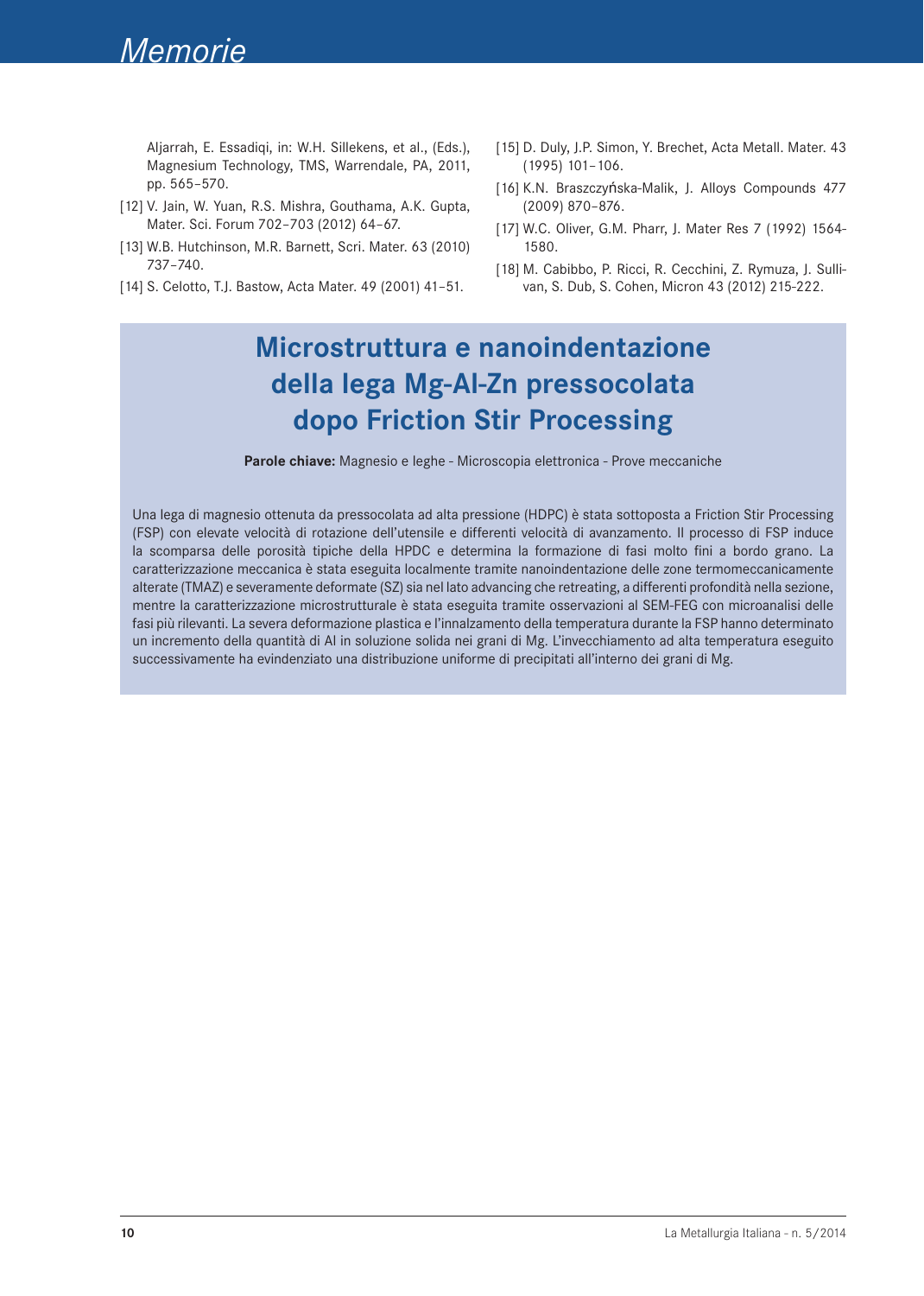Aljarrah, E. Essadiqi, in: W.H. Sillekens, et al., (Eds.), Magnesium Technology, TMS, Warrendale, PA, 2011, pp. 565–570.

[12] V. Jain, W. Yuan, R.S. Mishra, Gouthama, A.K. Gupta, Mater. Sci. Forum 702–703 (2012) 64–67.

[13] W.B. Hutchinson, M.R. Barnett, Scri. Mater. 63 (2010) 737–740.

[14] S. Celotto, T.J. Bastow, Acta Mater. 49 (2001) 41–51.

[15] D. Duly, J.P. Simon, Y. Brechet, Acta Metall. Mater. 43 (1995) 101–106.

[16] K.N. Braszczyńska-Malik, J. Alloys Compounds 477 (2009) 870–876.

[17] W.C. Oliver, G.M. Pharr, J. Mater Res 7 (1992) 1564-1580.

[18] M. Cabibbo, P. Ricci, R. Cecchini, Z. Rymuza, J. Sullivan, S. Dub, S. Cohen, Micron 43 (2012) 215-222.

# Microstruttura e nanoindentazione della lega Mg-Al-Zn pressocolata dopo Friction Stir Processing

**Parole chiave:** Magnesio e leghe - Microscopia elettronica - Prove meccaniche

Una lega di magnesio ottenuta da pressocolata ad alta pressione (HDPC) è stata sottoposta a Friction Stir Processing (FSP) con elevate velocità di rotazione dell'utensile e differenti velocità di avanzamento. Il processo di FSP induce la scomparsa delle porosità tipiche della HPDC e determina la formazione di fasi molto fini a bordo grano. La caratterizzazione meccanica è stata eseguita localmente tramite nanoindentazione delle zone termomeccanicamente alterate (TMAZ) e severamente deformate (SZ) sia nel lato advancing che retreating, a differenti profondità nella sezione, mentre la caratterizzazione microstrutturale è stata eseguita tramite osservazioni al SEM-FEG con microanalisi delle fasi più rilevanti. La severa deformazione plastica e l'innalzamento della temperatura durante la FSP hanno determinato un incremento della quantità di Al in soluzione solida nei grani di Mg. L'invecchiamento ad alta temperatura eseguito successivamente ha evidenziato una distribuzione uniforme di precipitati all'interno dei grani di Mg.